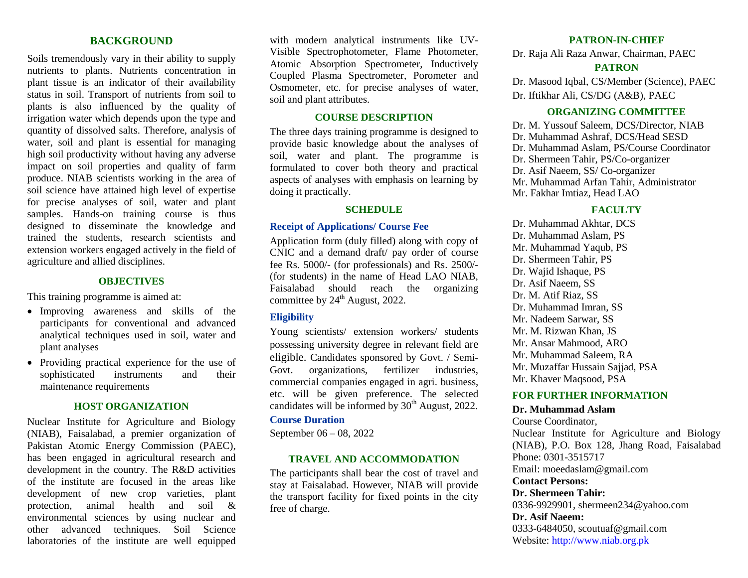## BACKGROUND

Soils tremendously vary in their ability to supply nutrients to plants. Nutrients concentration in plant tissue is an indicator of their availability status in soil. Transport of nutrients from soil to plants is also influenced by the quality of irrigation water which depends upon the type and quantity of dissolved salts. Therefore, analysis of water, soil and plant is essential for managing high soil productivity without having any adverse impact on soil properties and quality of farm produce. NIAB scientists working in the area of soil science have attained high level of expertise for precise analyses of soil, water and plant samples. Hands-on training course is thus designed to disseminate the knowledge and trained the students, research scientists and extension workers engaged actively in the field of agriculture and allied disciplines.

## OBJECTIVES

This training programme is aimed at:

- Improving awareness and skills of the participants for conventional and advanced analytical techniques used in soil, water and plant analyses
- Providing practical experience for the use of sophisticated instruments and their maintenance requirements

## HOST ORGANIZATION

Nuclear Institute for Agriculture and Biology (NIAB), Faisalabad, a premier organization of Pakistan Atomic Energy Commission (PAEC), has been engaged in agricultural research and development in the country. The R&D activities of the institute are focused in the areas like development of new crop varieties, plant protection, animal health and soil & environmental sciences by using nuclear and other advanced techniques. Soil Science laboratories of the institute are well equipped with modern analytical instruments like UV-Visible Spectrophotometer, Flame Photometer, Atomic Absorption Spectrometer, Inductively Coupled Plasma Spectrometer, Porometer and Osmometer, etc. for precise analyses of water, soil and plant attributes.

## COURSE DESCRIPTION

The three days training programme is designed to provide basic knowledge about the analyses of soil, water and plant. The programme is formulated to cover both theory and practical aspects of analyses with emphasis on learning by doing it practically.

## SCHEDULE

### Receipt of Applications/ Course Fee

Application form (duly filled) along with copy of CNIC and a demand draft/ pay order of course fee Rs. 5000/- (for professionals) and Rs. 2500/- (for students) in the name of Head LAO NIAB, Faisalabad should reach the organizing committee by 24th August, 2022.

### Eligibility

Young scientists/ extension workers/ students possessing university degree in relevant field are eligible. Candidates sponsored by Govt. / Semi-Govt. organizations, fertilizer industries, commercial companies engaged in agri. business, etc. will be given preference. The selected candidates will be informed by 30th August, 2022.

### Course Duration

September 06 – 08, 2022

## TRAVEL AND ACCOMMODATION

The participants shall bear the cost of travel and stay at Faisalabad. However, NIAB will provide the transport facility for fixed points in the city free of charge.

## PATRON-IN-CHIEF

Dr. Raja Ali Raza Anwar, Chairman, PAEC

## PATRON

Dr. Masood Iqbal, CS/Member (Science), PAEC

Dr. Iftikhar Ali, CS/DG (A&B), PAEC

## ORGANIZING COMMITTEE

Dr. M. Yussouf Saleem, DCS/Director, NIAB
Dr. Muhammad Ashraf, DCS/Head SESD
Dr. Muhammad Aslam, PS/Course Coordinator
Dr. Shermeen Tahir, PS/Co-organizer
Dr. Asif Naeem, SS/ Co-organizer
Mr. Muhammad Arfan Tahir, Administrator
Mr. Fakhar Imtiaz, Head LAO

## FACULTY

Dr. Muhammad Akhtar, DCS
Dr. Muhammad Aslam, PS
Mr. Muhammad Yaqub, PS
Dr. Shermeen Tahir, PS
Dr. Wajid Ishaque, PS
Dr. Asif Naeem, SS
Dr. M. Atif Riaz, SS
Dr. Muhammad Imran, SS
Mr. Nadeem Sarwar, SS
Mr. M. Rizwan Khan, JS
Mr. Ansar Mahmood, ARO
Mr. Muhammad Saleem, RA
Mr. Muzaffar Hussain Sajjad, PSA
Mr. Khaver Maqsood, PSA

## FOR FURTHER INFORMATION

**Dr. Muhammad Aslam**
Course Coordinator,
Nuclear Institute for Agriculture and Biology (NIAB), P.O. Box 128, Jhang Road, Faisalabad
Phone: 0301-3515717
Email: moeedaslam@gmail.com

**Contact Persons:**

**Dr. Shermeen Tahir:**
0336-9929901, shermeen234@yahoo.com

**Dr. Asif Naeem:**
0333-6484050, scoutuaf@gmail.com

Website: http://www.niab.org.pk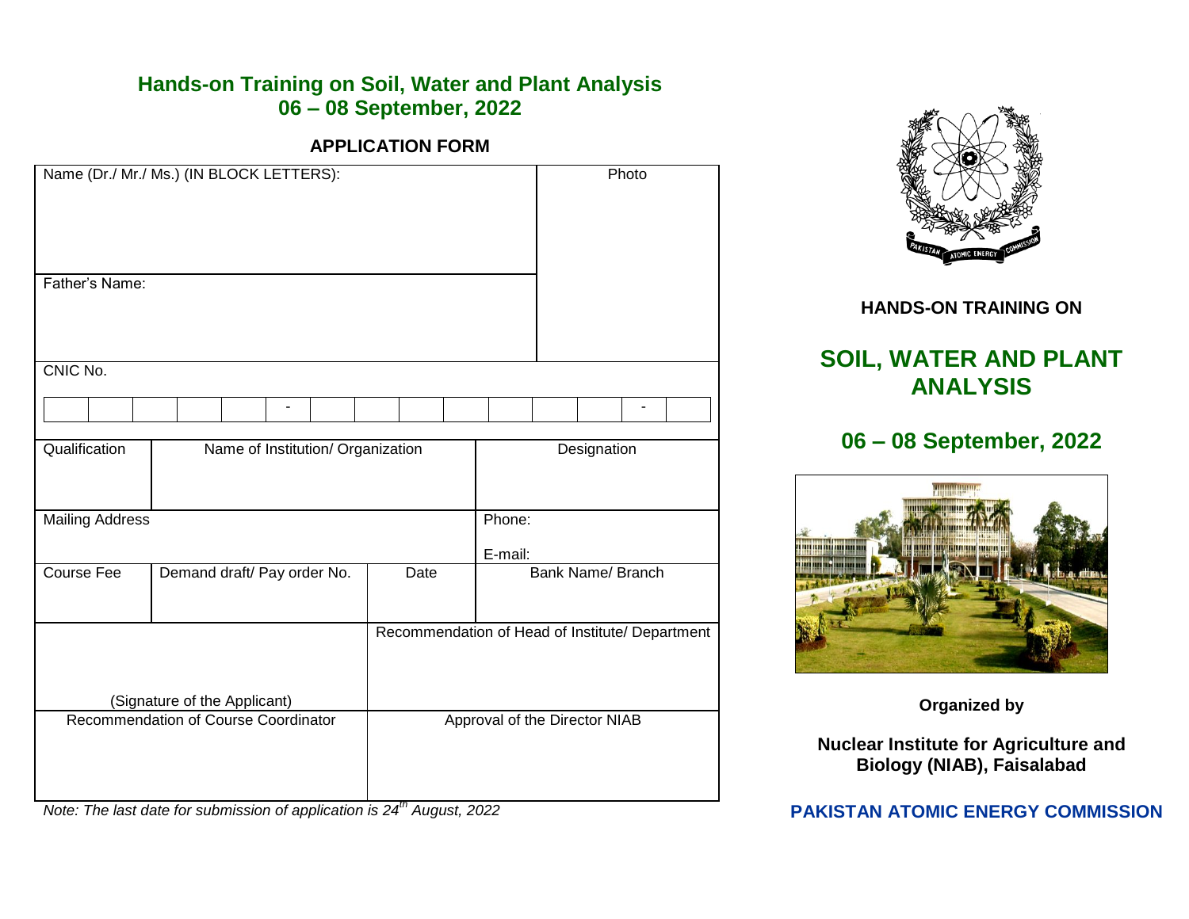## Hands-on Training on Soil, Water and Plant Analysis
## 06 – 08 September, 2022

### APPLICATION FORM

| | | | |
|---|---|---|---|
| Name (Dr./ Mr./ Ms.) (IN BLOCK LETTERS): | | | Photo |
| Father's Name: | | | |
| CNIC No. - - | | | |
| Qualification | Name of Institution/ Organization | | Designation |
| Mailing Address | | | Phone:<br>E-mail: |
| Course Fee | Demand draft/ Pay order No. | Date | Bank Name/ Branch |
| (Signature of the Applicant) | | Recommendation of Head of Institute/ Department | |
| Recommendation of Course Coordinator | | Approval of the Director NIAB | |

*Note: The last date for submission of application is 24th August, 2022*

**HANDS-ON TRAINING ON**

## SOIL, WATER AND PLANT ANALYSIS

## 06 – 08 September, 2022

**Organized by**

**Nuclear Institute for Agriculture and Biology (NIAB), Faisalabad**

**PAKISTAN ATOMIC ENERGY COMMISSION**